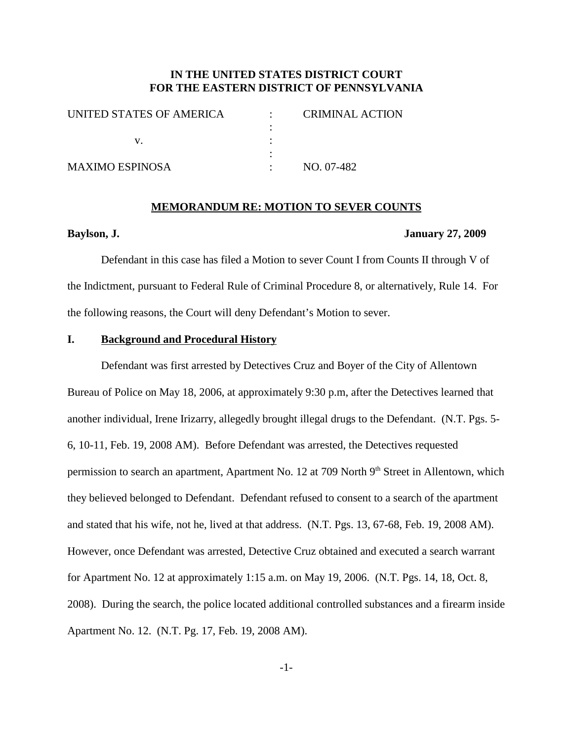**IN THE UNITED STATES DISTRICT COURT**
**FOR THE EASTERN DISTRICT OF PENNSYLVANIA**

| | | |
|---|---|---|
| UNITED STATES OF AMERICA | : | CRIMINAL ACTION |
| | : | |
| v. | : | |
| | : | |
| MAXIMO ESPINOSA | : | NO. 07-482 |

**MEMORANDUM RE: MOTION TO SEVER COUNTS**

**Baylson, J.** **January 27, 2009**

Defendant in this case has filed a Motion to sever Count I from Counts II through V of the Indictment, pursuant to Federal Rule of Criminal Procedure 8, or alternatively, Rule 14. For the following reasons, the Court will deny Defendant's Motion to sever.

## I. Background and Procedural History

Defendant was first arrested by Detectives Cruz and Boyer of the City of Allentown Bureau of Police on May 18, 2006, at approximately 9:30 p.m, after the Detectives learned that another individual, Irene Irizarry, allegedly brought illegal drugs to the Defendant. (N.T. Pgs. 5-6, 10-11, Feb. 19, 2008 AM). Before Defendant was arrested, the Detectives requested permission to search an apartment, Apartment No. 12 at 709 North 9th Street in Allentown, which they believed belonged to Defendant. Defendant refused to consent to a search of the apartment and stated that his wife, not he, lived at that address. (N.T. Pgs. 13, 67-68, Feb. 19, 2008 AM). However, once Defendant was arrested, Detective Cruz obtained and executed a search warrant for Apartment No. 12 at approximately 1:15 a.m. on May 19, 2006. (N.T. Pgs. 14, 18, Oct. 8, 2008). During the search, the police located additional controlled substances and a firearm inside Apartment No. 12. (N.T. Pg. 17, Feb. 19, 2008 AM).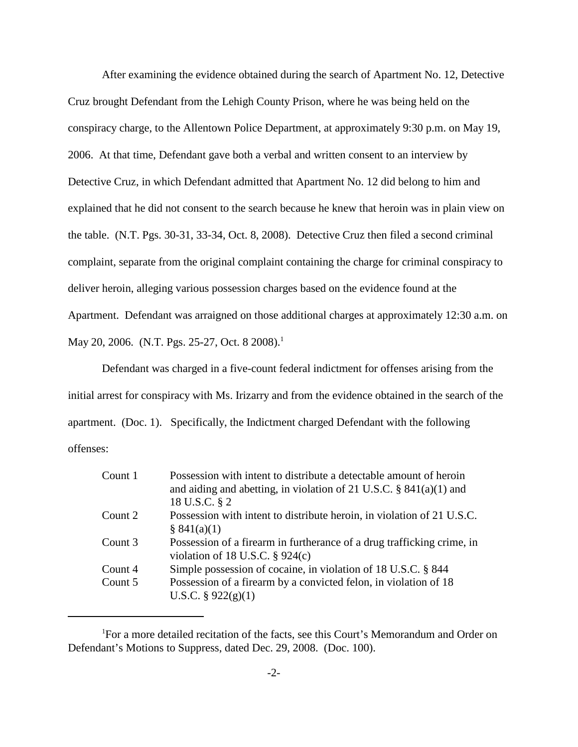After examining the evidence obtained during the search of Apartment No. 12, Detective Cruz brought Defendant from the Lehigh County Prison, where he was being held on the conspiracy charge, to the Allentown Police Department, at approximately 9:30 p.m. on May 19, 2006. At that time, Defendant gave both a verbal and written consent to an interview by Detective Cruz, in which Defendant admitted that Apartment No. 12 did belong to him and explained that he did not consent to the search because he knew that heroin was in plain view on the table. (N.T. Pgs. 30-31, 33-34, Oct. 8, 2008). Detective Cruz then filed a second criminal complaint, separate from the original complaint containing the charge for criminal conspiracy to deliver heroin, alleging various possession charges based on the evidence found at the Apartment. Defendant was arraigned on those additional charges at approximately 12:30 a.m. on May 20, 2006. (N.T. Pgs. 25-27, Oct. 8 2008).[1]

Defendant was charged in a five-count federal indictment for offenses arising from the initial arrest for conspiracy with Ms. Irizarry and from the evidence obtained in the search of the apartment. (Doc. 1). Specifically, the Indictment charged Defendant with the following offenses:

| | |
|---|---|
| Count 1 | Possession with intent to distribute a detectable amount of heroin and aiding and abetting, in violation of 21 U.S.C. § 841(a)(1) and 18 U.S.C. § 2 |
| Count 2 | Possession with intent to distribute heroin, in violation of 21 U.S.C. § 841(a)(1) |
| Count 3 | Possession of a firearm in furtherance of a drug trafficking crime, in violation of 18 U.S.C. § 924(c) |
| Count 4 | Simple possession of cocaine, in violation of 18 U.S.C. § 844 |
| Count 5 | Possession of a firearm by a convicted felon, in violation of 18 U.S.C. § 922(g)(1) |

[1]For a more detailed recitation of the facts, see this Court's Memorandum and Order on Defendant's Motions to Suppress, dated Dec. 29, 2008. (Doc. 100).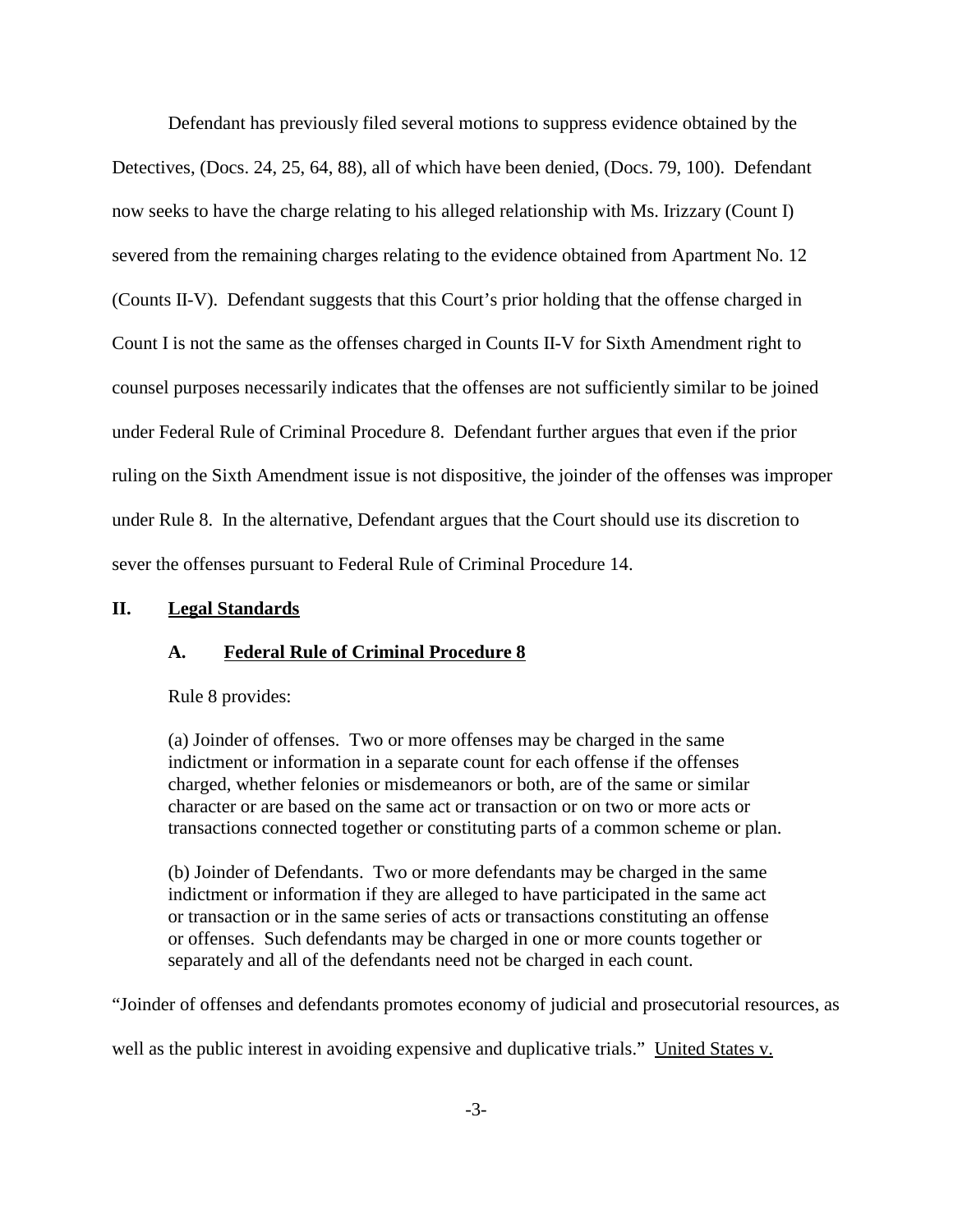Defendant has previously filed several motions to suppress evidence obtained by the Detectives, (Docs. 24, 25, 64, 88), all of which have been denied, (Docs. 79, 100). Defendant now seeks to have the charge relating to his alleged relationship with Ms. Irizzary (Count I) severed from the remaining charges relating to the evidence obtained from Apartment No. 12 (Counts II-V). Defendant suggests that this Court's prior holding that the offense charged in Count I is not the same as the offenses charged in Counts II-V for Sixth Amendment right to counsel purposes necessarily indicates that the offenses are not sufficiently similar to be joined under Federal Rule of Criminal Procedure 8. Defendant further argues that even if the prior ruling on the Sixth Amendment issue is not dispositive, the joinder of the offenses was improper under Rule 8. In the alternative, Defendant argues that the Court should use its discretion to sever the offenses pursuant to Federal Rule of Criminal Procedure 14.

## II. Legal Standards

### A. Federal Rule of Criminal Procedure 8

Rule 8 provides:

> (a) Joinder of offenses. Two or more offenses may be charged in the same indictment or information in a separate count for each offense if the offenses charged, whether felonies or misdemeanors or both, are of the same or similar character or are based on the same act or transaction or on two or more acts or transactions connected together or constituting parts of a common scheme or plan.
>
> (b) Joinder of Defendants. Two or more defendants may be charged in the same indictment or information if they are alleged to have participated in the same act or transaction or in the same series of acts or transactions constituting an offense or offenses. Such defendants may be charged in one or more counts together or separately and all of the defendants need not be charged in each count.

"Joinder of offenses and defendants promotes economy of judicial and prosecutorial resources, as well as the public interest in avoiding expensive and duplicative trials." United States v.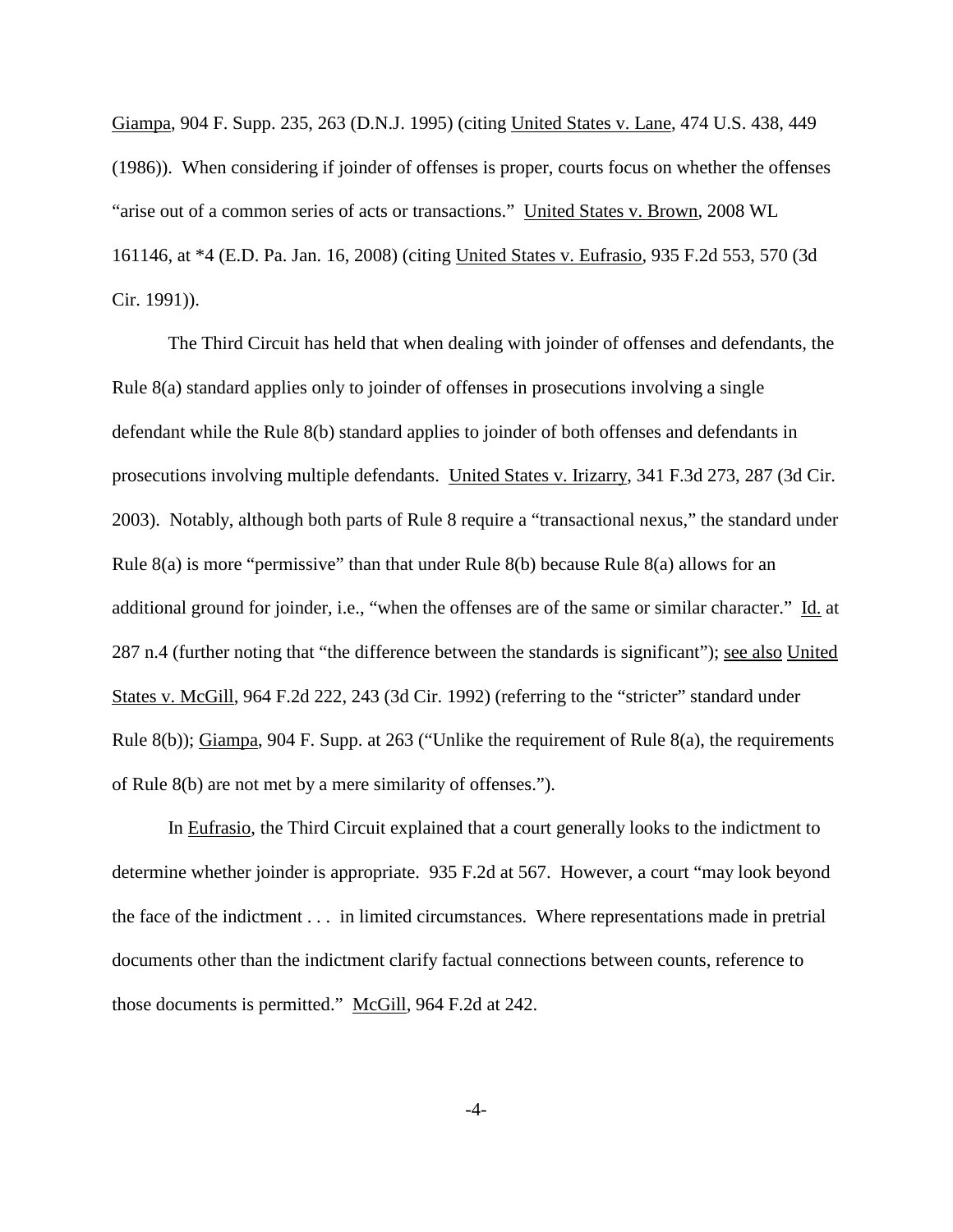Giampa, 904 F. Supp. 235, 263 (D.N.J. 1995) (citing United States v. Lane, 474 U.S. 438, 449 (1986)). When considering if joinder of offenses is proper, courts focus on whether the offenses "arise out of a common series of acts or transactions." United States v. Brown, 2008 WL 161146, at *4 (E.D. Pa. Jan. 16, 2008) (citing United States v. Eufrasio, 935 F.2d 553, 570 (3d Cir. 1991)).

The Third Circuit has held that when dealing with joinder of offenses and defendants, the Rule 8(a) standard applies only to joinder of offenses in prosecutions involving a single defendant while the Rule 8(b) standard applies to joinder of both offenses and defendants in prosecutions involving multiple defendants. United States v. Irizarry, 341 F.3d 273, 287 (3d Cir. 2003). Notably, although both parts of Rule 8 require a "transactional nexus," the standard under Rule 8(a) is more "permissive" than that under Rule 8(b) because Rule 8(a) allows for an additional ground for joinder, i.e., "when the offenses are of the same or similar character." Id. at 287 n.4 (further noting that "the difference between the standards is significant"); see also United States v. McGill, 964 F.2d 222, 243 (3d Cir. 1992) (referring to the "stricter" standard under Rule 8(b)); Giampa, 904 F. Supp. at 263 ("Unlike the requirement of Rule 8(a), the requirements of Rule 8(b) are not met by a mere similarity of offenses.").

In Eufrasio, the Third Circuit explained that a court generally looks to the indictment to determine whether joinder is appropriate. 935 F.2d at 567. However, a court "may look beyond the face of the indictment . . . in limited circumstances. Where representations made in pretrial documents other than the indictment clarify factual connections between counts, reference to those documents is permitted." McGill, 964 F.2d at 242.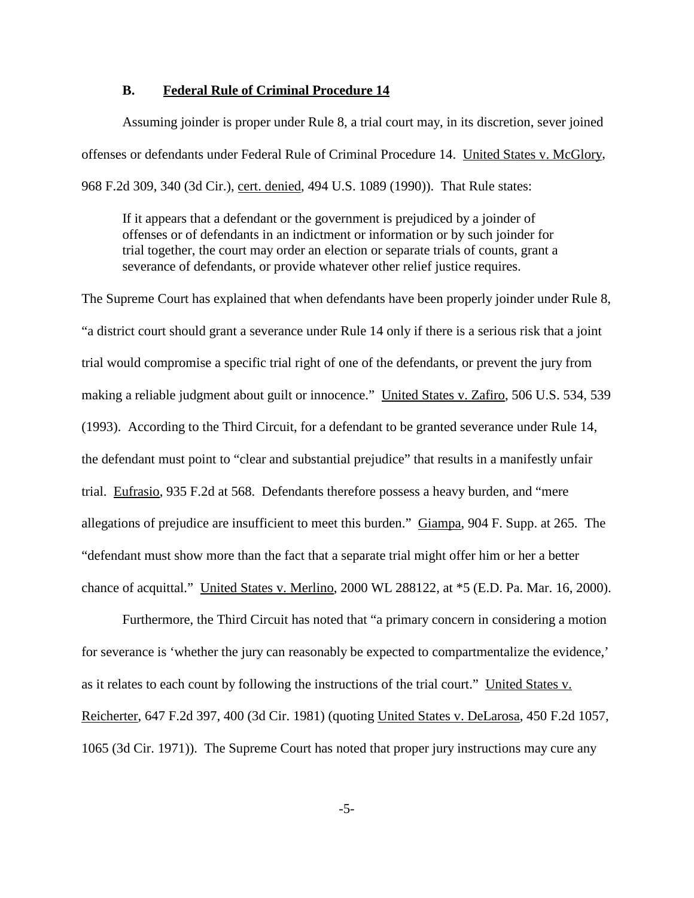### B. Federal Rule of Criminal Procedure 14

Assuming joinder is proper under Rule 8, a trial court may, in its discretion, sever joined offenses or defendants under Federal Rule of Criminal Procedure 14. United States v. McGlory, 968 F.2d 309, 340 (3d Cir.), cert. denied, 494 U.S. 1089 (1990)). That Rule states:

> If it appears that a defendant or the government is prejudiced by a joinder of offenses or of defendants in an indictment or information or by such joinder for trial together, the court may order an election or separate trials of counts, grant a severance of defendants, or provide whatever other relief justice requires.

The Supreme Court has explained that when defendants have been properly joinder under Rule 8, "a district court should grant a severance under Rule 14 only if there is a serious risk that a joint trial would compromise a specific trial right of one of the defendants, or prevent the jury from making a reliable judgment about guilt or innocence." United States v. Zafiro, 506 U.S. 534, 539 (1993). According to the Third Circuit, for a defendant to be granted severance under Rule 14, the defendant must point to "clear and substantial prejudice" that results in a manifestly unfair trial. Eufrasio, 935 F.2d at 568. Defendants therefore possess a heavy burden, and "mere allegations of prejudice are insufficient to meet this burden." Giampa, 904 F. Supp. at 265. The "defendant must show more than the fact that a separate trial might offer him or her a better chance of acquittal." United States v. Merlino, 2000 WL 288122, at *5 (E.D. Pa. Mar. 16, 2000).

Furthermore, the Third Circuit has noted that "a primary concern in considering a motion for severance is 'whether the jury can reasonably be expected to compartmentalize the evidence,' as it relates to each count by following the instructions of the trial court." United States v. Reicherter, 647 F.2d 397, 400 (3d Cir. 1981) (quoting United States v. DeLarosa, 450 F.2d 1057, 1065 (3d Cir. 1971)). The Supreme Court has noted that proper jury instructions may cure any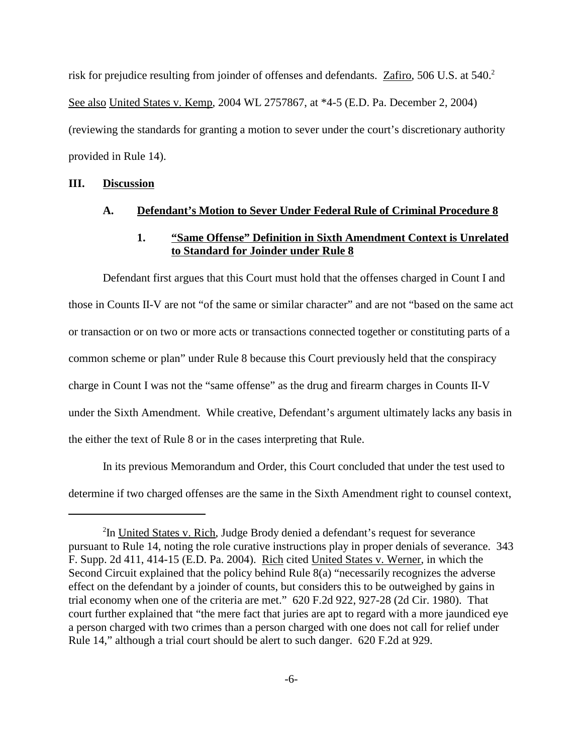risk for prejudice resulting from joinder of offenses and defendants. Zafiro, 506 U.S. at 540.[2] See also United States v. Kemp, 2004 WL 2757867, at *4-5 (E.D. Pa. December 2, 2004) (reviewing the standards for granting a motion to sever under the court's discretionary authority provided in Rule 14).

## III. Discussion

### A. Defendant's Motion to Sever Under Federal Rule of Criminal Procedure 8

#### 1. "Same Offense" Definition in Sixth Amendment Context is Unrelated to Standard for Joinder under Rule 8

Defendant first argues that this Court must hold that the offenses charged in Count I and those in Counts II-V are not "of the same or similar character" and are not "based on the same act or transaction or on two or more acts or transactions connected together or constituting parts of a common scheme or plan" under Rule 8 because this Court previously held that the conspiracy charge in Count I was not the "same offense" as the drug and firearm charges in Counts II-V under the Sixth Amendment. While creative, Defendant's argument ultimately lacks any basis in the either the text of Rule 8 or in the cases interpreting that Rule.

In its previous Memorandum and Order, this Court concluded that under the test used to determine if two charged offenses are the same in the Sixth Amendment right to counsel context,

---

[2]In United States v. Rich, Judge Brody denied a defendant's request for severance pursuant to Rule 14, noting the role curative instructions play in proper denials of severance. 343 F. Supp. 2d 411, 414-15 (E.D. Pa. 2004). Rich cited United States v. Werner, in which the Second Circuit explained that the policy behind Rule 8(a) "necessarily recognizes the adverse effect on the defendant by a joinder of counts, but considers this to be outweighed by gains in trial economy when one of the criteria are met." 620 F.2d 922, 927-28 (2d Cir. 1980). That court further explained that "the mere fact that juries are apt to regard with a more jaundiced eye a person charged with two crimes than a person charged with one does not call for relief under Rule 14," although a trial court should be alert to such danger. 620 F.2d at 929.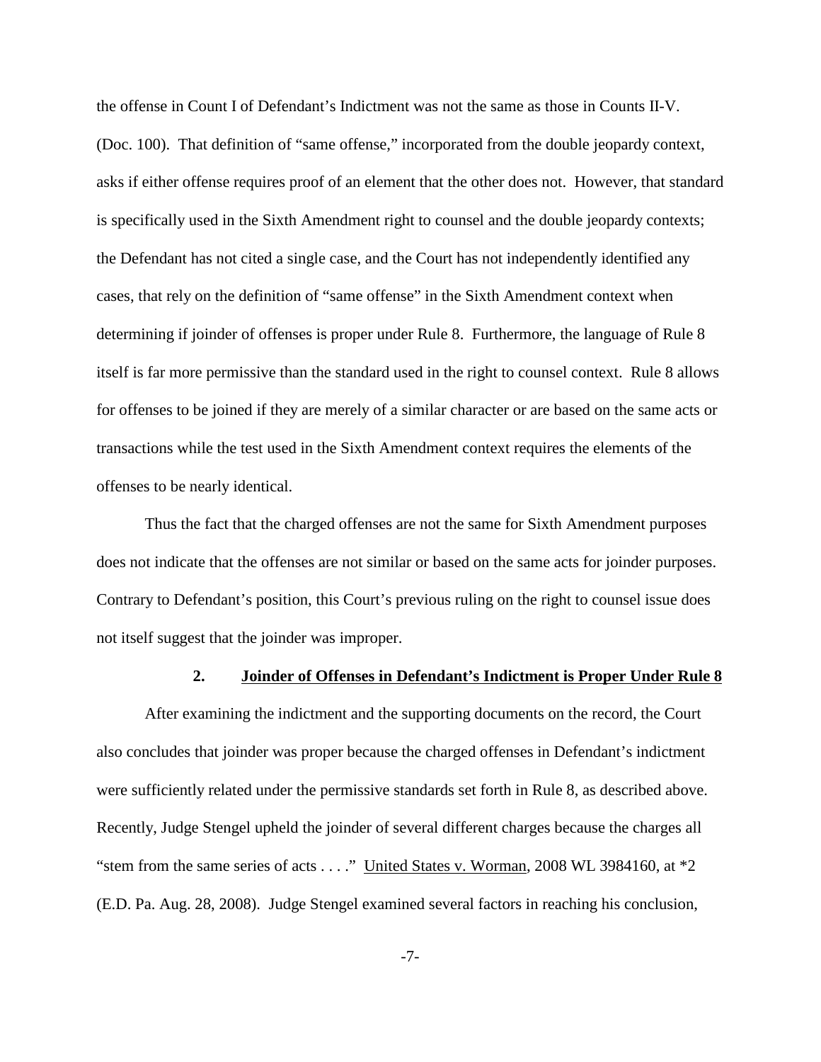the offense in Count I of Defendant's Indictment was not the same as those in Counts II-V. (Doc. 100). That definition of "same offense," incorporated from the double jeopardy context, asks if either offense requires proof of an element that the other does not. However, that standard is specifically used in the Sixth Amendment right to counsel and the double jeopardy contexts; the Defendant has not cited a single case, and the Court has not independently identified any cases, that rely on the definition of "same offense" in the Sixth Amendment context when determining if joinder of offenses is proper under Rule 8. Furthermore, the language of Rule 8 itself is far more permissive than the standard used in the right to counsel context. Rule 8 allows for offenses to be joined if they are merely of a similar character or are based on the same acts or transactions while the test used in the Sixth Amendment context requires the elements of the offenses to be nearly identical.

Thus the fact that the charged offenses are not the same for Sixth Amendment purposes does not indicate that the offenses are not similar or based on the same acts for joinder purposes. Contrary to Defendant's position, this Court's previous ruling on the right to counsel issue does not itself suggest that the joinder was improper.

### 2. Joinder of Offenses in Defendant's Indictment is Proper Under Rule 8

After examining the indictment and the supporting documents on the record, the Court also concludes that joinder was proper because the charged offenses in Defendant's indictment were sufficiently related under the permissive standards set forth in Rule 8, as described above. Recently, Judge Stengel upheld the joinder of several different charges because the charges all "stem from the same series of acts . . . ." United States v. Worman, 2008 WL 3984160, at *2 (E.D. Pa. Aug. 28, 2008). Judge Stengel examined several factors in reaching his conclusion,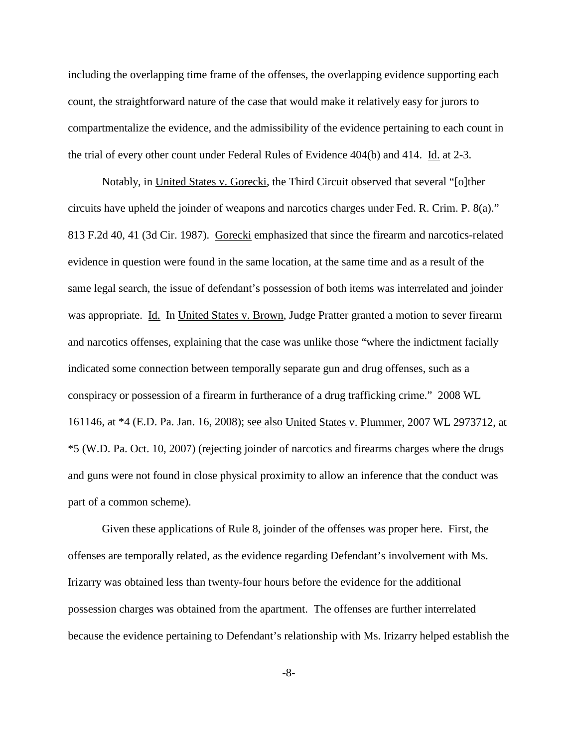including the overlapping time frame of the offenses, the overlapping evidence supporting each count, the straightforward nature of the case that would make it relatively easy for jurors to compartmentalize the evidence, and the admissibility of the evidence pertaining to each count in the trial of every other count under Federal Rules of Evidence 404(b) and 414. Id. at 2-3.

Notably, in United States v. Gorecki, the Third Circuit observed that several "[o]ther circuits have upheld the joinder of weapons and narcotics charges under Fed. R. Crim. P. 8(a)." 813 F.2d 40, 41 (3d Cir. 1987). Gorecki emphasized that since the firearm and narcotics-related evidence in question were found in the same location, at the same time and as a result of the same legal search, the issue of defendant's possession of both items was interrelated and joinder was appropriate. Id. In United States v. Brown, Judge Pratter granted a motion to sever firearm and narcotics offenses, explaining that the case was unlike those "where the indictment facially indicated some connection between temporally separate gun and drug offenses, such as a conspiracy or possession of a firearm in furtherance of a drug trafficking crime." 2008 WL 161146, at *4 (E.D. Pa. Jan. 16, 2008); see also United States v. Plummer, 2007 WL 2973712, at *5 (W.D. Pa. Oct. 10, 2007) (rejecting joinder of narcotics and firearms charges where the drugs and guns were not found in close physical proximity to allow an inference that the conduct was part of a common scheme).

Given these applications of Rule 8, joinder of the offenses was proper here. First, the offenses are temporally related, as the evidence regarding Defendant's involvement with Ms. Irizarry was obtained less than twenty-four hours before the evidence for the additional possession charges was obtained from the apartment. The offenses are further interrelated because the evidence pertaining to Defendant's relationship with Ms. Irizarry helped establish the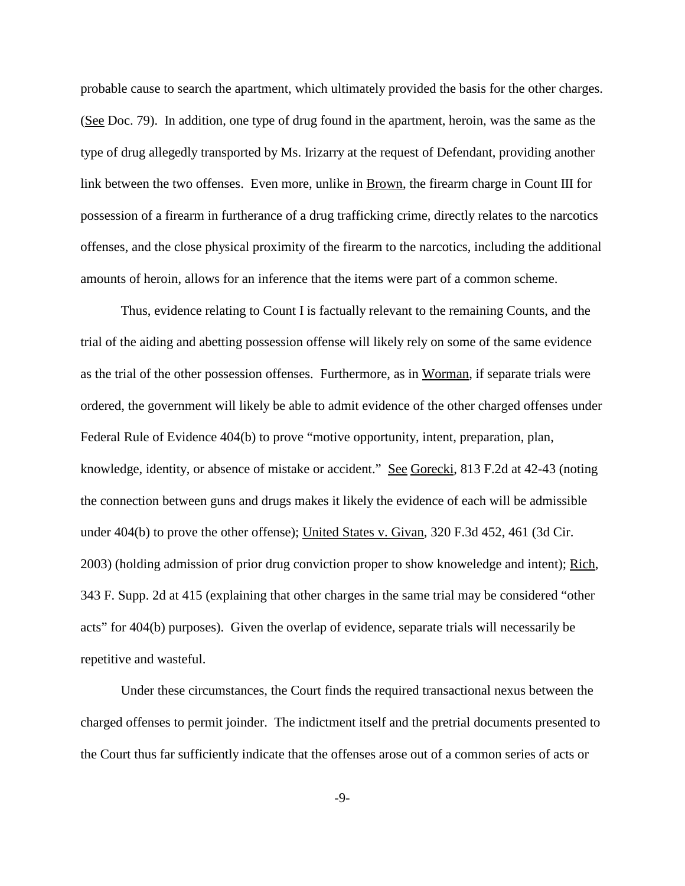probable cause to search the apartment, which ultimately provided the basis for the other charges. (See Doc. 79). In addition, one type of drug found in the apartment, heroin, was the same as the type of drug allegedly transported by Ms. Irizarry at the request of Defendant, providing another link between the two offenses. Even more, unlike in Brown, the firearm charge in Count III for possession of a firearm in furtherance of a drug trafficking crime, directly relates to the narcotics offenses, and the close physical proximity of the firearm to the narcotics, including the additional amounts of heroin, allows for an inference that the items were part of a common scheme.

Thus, evidence relating to Count I is factually relevant to the remaining Counts, and the trial of the aiding and abetting possession offense will likely rely on some of the same evidence as the trial of the other possession offenses. Furthermore, as in Worman, if separate trials were ordered, the government will likely be able to admit evidence of the other charged offenses under Federal Rule of Evidence 404(b) to prove "motive opportunity, intent, preparation, plan, knowledge, identity, or absence of mistake or accident." See Gorecki, 813 F.2d at 42-43 (noting the connection between guns and drugs makes it likely the evidence of each will be admissible under 404(b) to prove the other offense); United States v. Givan, 320 F.3d 452, 461 (3d Cir. 2003) (holding admission of prior drug conviction proper to show knoweledge and intent); Rich, 343 F. Supp. 2d at 415 (explaining that other charges in the same trial may be considered "other acts" for 404(b) purposes). Given the overlap of evidence, separate trials will necessarily be repetitive and wasteful.

Under these circumstances, the Court finds the required transactional nexus between the charged offenses to permit joinder. The indictment itself and the pretrial documents presented to the Court thus far sufficiently indicate that the offenses arose out of a common series of acts or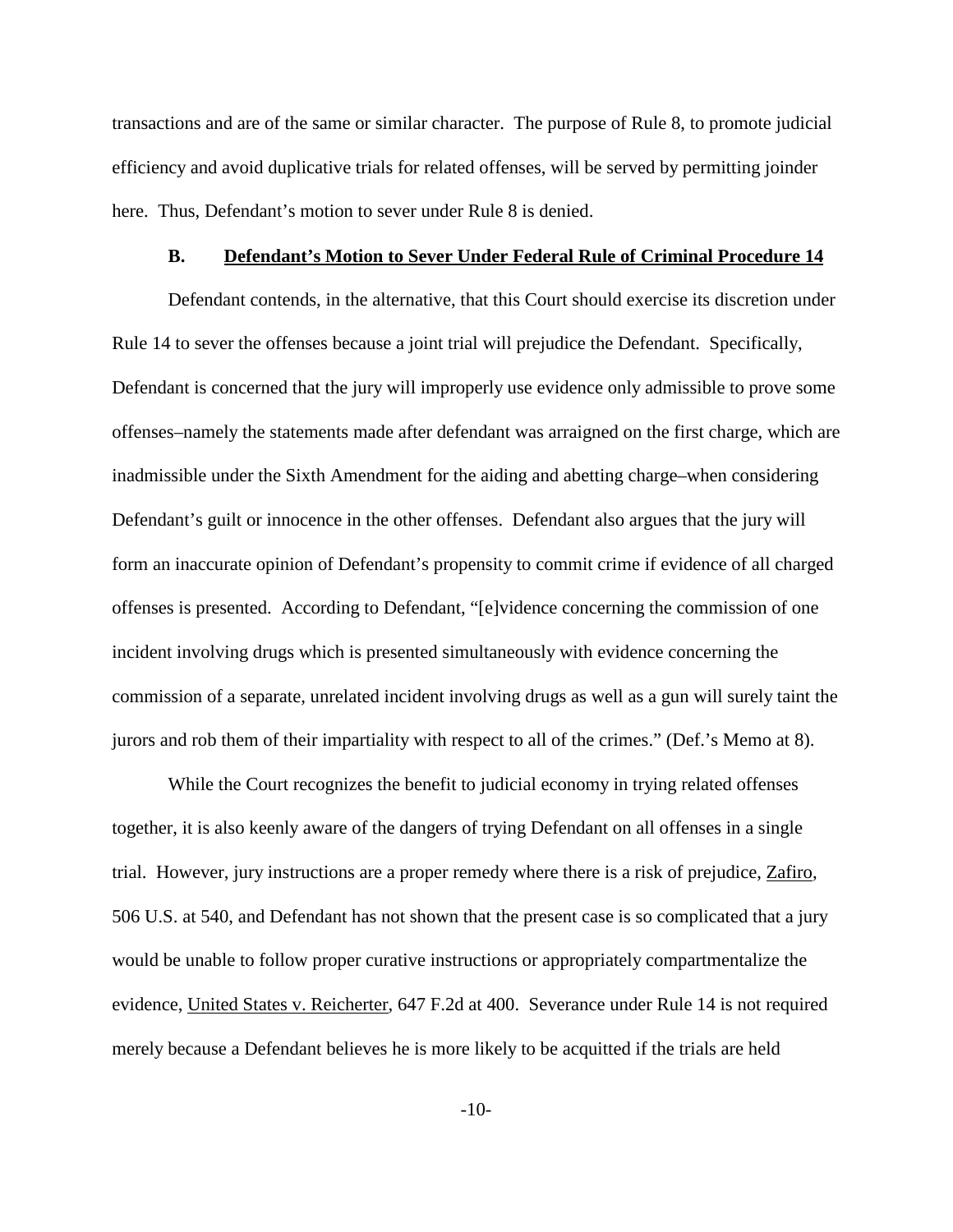transactions and are of the same or similar character. The purpose of Rule 8, to promote judicial efficiency and avoid duplicative trials for related offenses, will be served by permitting joinder here. Thus, Defendant's motion to sever under Rule 8 is denied.

### B. Defendant's Motion to Sever Under Federal Rule of Criminal Procedure 14

Defendant contends, in the alternative, that this Court should exercise its discretion under Rule 14 to sever the offenses because a joint trial will prejudice the Defendant. Specifically, Defendant is concerned that the jury will improperly use evidence only admissible to prove some offenses–namely the statements made after defendant was arraigned on the first charge, which are inadmissible under the Sixth Amendment for the aiding and abetting charge–when considering Defendant's guilt or innocence in the other offenses. Defendant also argues that the jury will form an inaccurate opinion of Defendant's propensity to commit crime if evidence of all charged offenses is presented. According to Defendant, "[e]vidence concerning the commission of one incident involving drugs which is presented simultaneously with evidence concerning the commission of a separate, unrelated incident involving drugs as well as a gun will surely taint the jurors and rob them of their impartiality with respect to all of the crimes." (Def.'s Memo at 8).

While the Court recognizes the benefit to judicial economy in trying related offenses together, it is also keenly aware of the dangers of trying Defendant on all offenses in a single trial. However, jury instructions are a proper remedy where there is a risk of prejudice, Zafiro, 506 U.S. at 540, and Defendant has not shown that the present case is so complicated that a jury would be unable to follow proper curative instructions or appropriately compartmentalize the evidence, United States v. Reicherter, 647 F.2d at 400. Severance under Rule 14 is not required merely because a Defendant believes he is more likely to be acquitted if the trials are held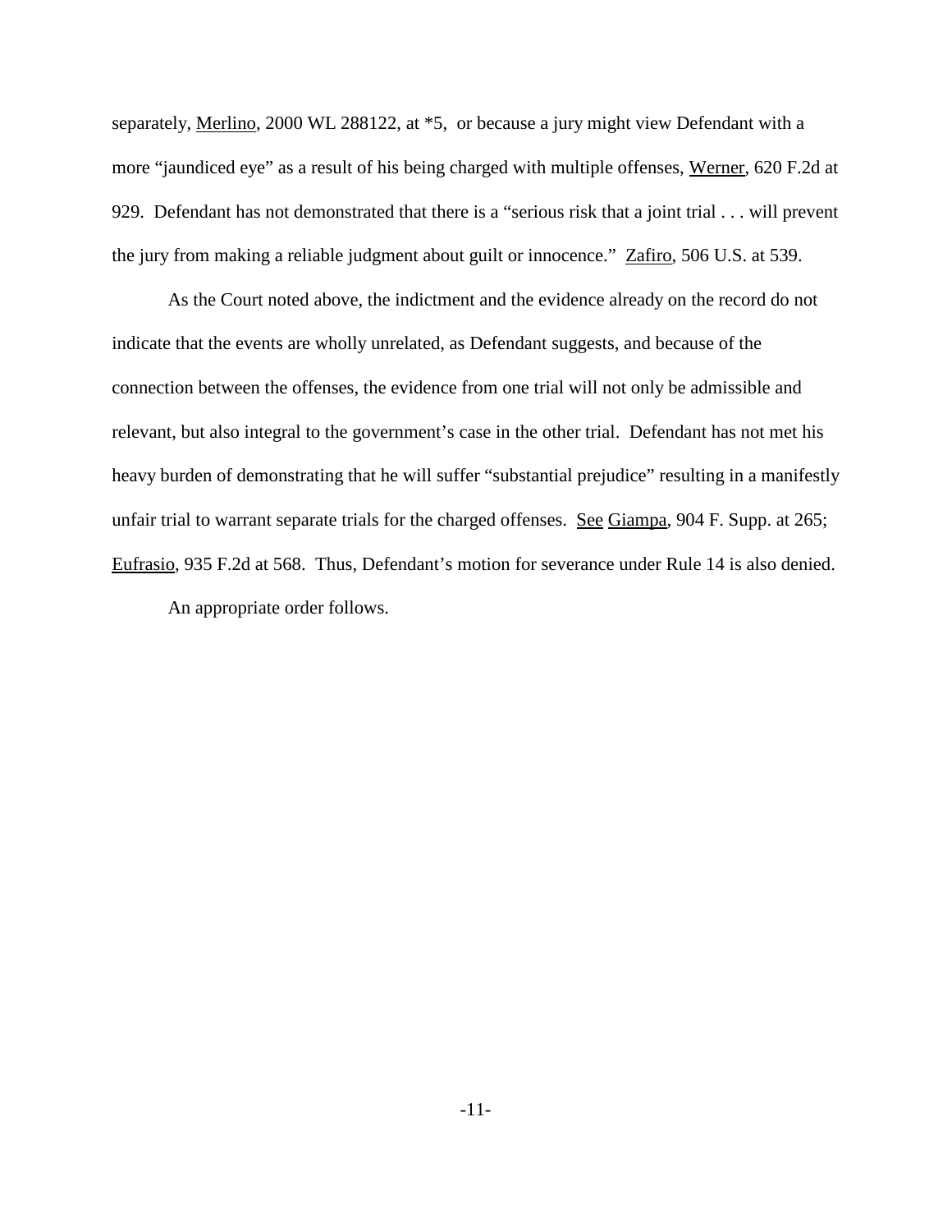separately, Merlino, 2000 WL 288122, at *5, or because a jury might view Defendant with a more "jaundiced eye" as a result of his being charged with multiple offenses, Werner, 620 F.2d at 929. Defendant has not demonstrated that there is a "serious risk that a joint trial . . . will prevent the jury from making a reliable judgment about guilt or innocence." Zafiro, 506 U.S. at 539.

As the Court noted above, the indictment and the evidence already on the record do not indicate that the events are wholly unrelated, as Defendant suggests, and because of the connection between the offenses, the evidence from one trial will not only be admissible and relevant, but also integral to the government's case in the other trial. Defendant has not met his heavy burden of demonstrating that he will suffer "substantial prejudice" resulting in a manifestly unfair trial to warrant separate trials for the charged offenses. See Giampa, 904 F. Supp. at 265; Eufrasio, 935 F.2d at 568. Thus, Defendant's motion for severance under Rule 14 is also denied.

An appropriate order follows.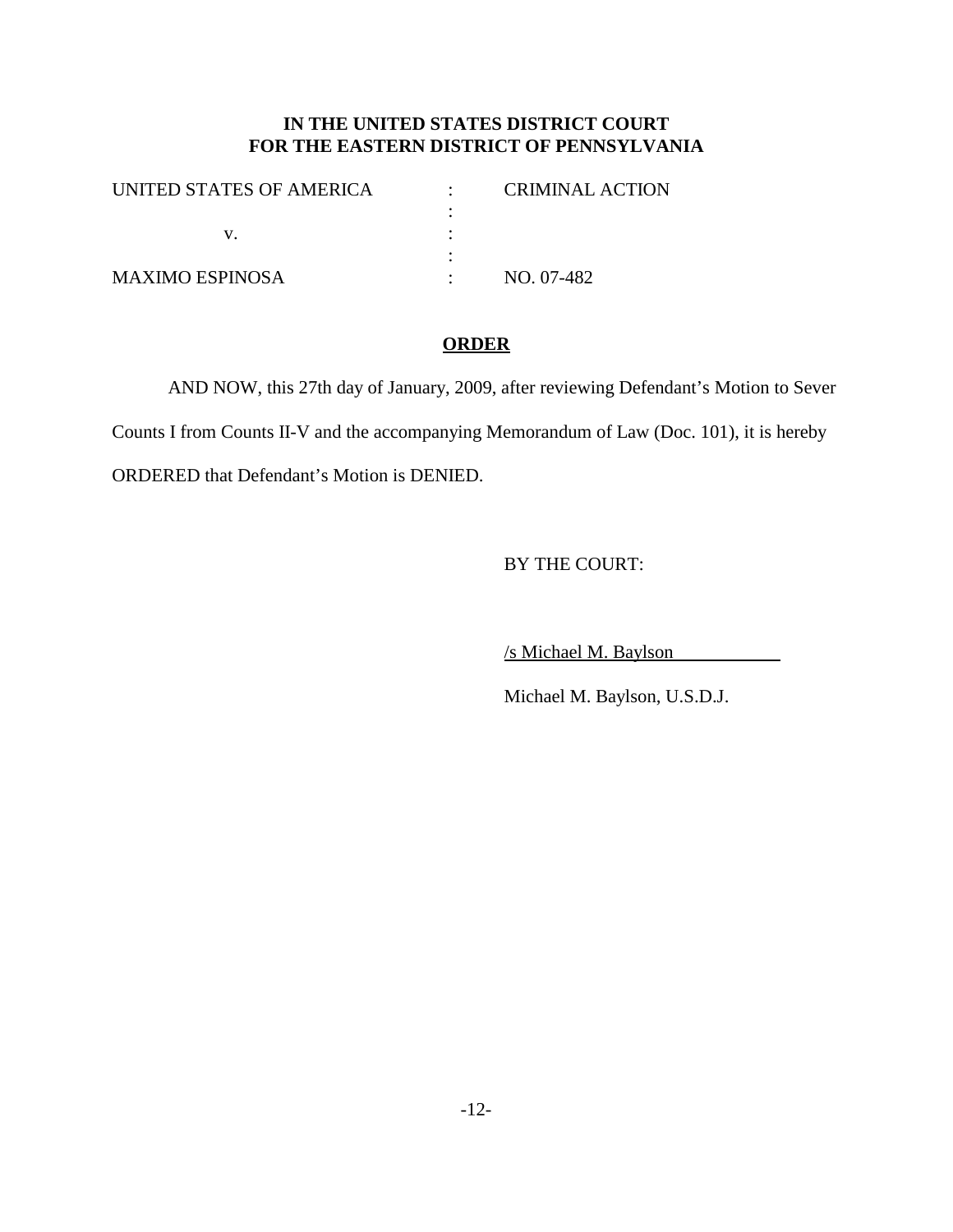**IN THE UNITED STATES DISTRICT COURT**
**FOR THE EASTERN DISTRICT OF PENNSYLVANIA**

| | | |
|---|---|---|
| UNITED STATES OF AMERICA | : | CRIMINAL ACTION |
| | : | |
| v. | : | |
| | : | |
| MAXIMO ESPINOSA | : | NO. 07-482 |

**ORDER**

AND NOW, this 27th day of January, 2009, after reviewing Defendant's Motion to Sever Counts I from Counts II-V and the accompanying Memorandum of Law (Doc. 101), it is hereby ORDERED that Defendant's Motion is DENIED.

BY THE COURT:

/s Michael M. Baylson

Michael M. Baylson, U.S.D.J.